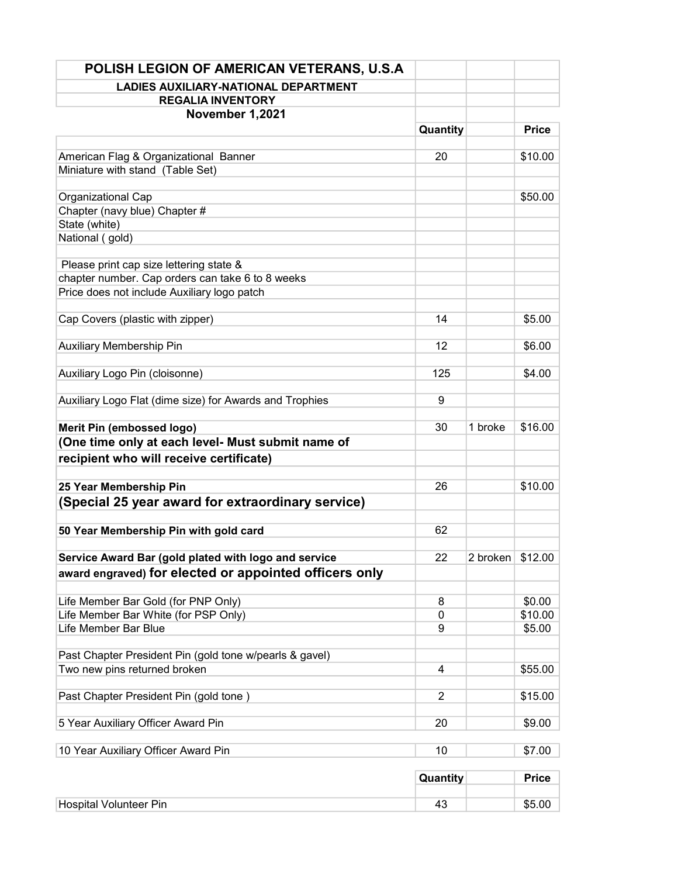# POLISH LEGION OF AMERICAN VETERANS, U.S.A

## LADIES AUXILIARY-NATIONAL DEPARTMENT

### REGALIA INVENTORY

### November 1,2021

| | Quantity | | Price |
|---|---|---|---|
| American Flag & Organizational Banner | 20 | | $10.00 |
| Miniature with stand (Table Set) | | | |
| Organizational Cap | | | $50.00 |
| Chapter (navy blue) Chapter # | | | |
| State (white) | | | |
| National ( gold) | | | |
| Please print cap size lettering state & | | | |
| chapter number. Cap orders can take 6 to 8 weeks | | | |
| Price does not include Auxiliary logo patch | | | |
| Cap Covers (plastic with zipper) | 14 | | $5.00 |
| Auxiliary Membership Pin | 12 | | $6.00 |
| Auxiliary Logo Pin (cloisonne) | 125 | | $4.00 |
| Auxiliary Logo Flat (dime size) for Awards and Trophies | 9 | | |
| **Merit Pin (embossed logo)** | 30 | 1 broke | $16.00 |
| **(One time only at each level- Must submit name of** | | | |
| **recipient who will receive certificate)** | | | |
| **25 Year Membership Pin** | 26 | | $10.00 |
| **(Special 25 year award for extraordinary service)** | | | |
| **50 Year Membership Pin with gold card** | 62 | | |
| **Service Award Bar (gold plated with logo and service** | 22 | 2 broken | $12.00 |
| **award engraved) for elected or appointed officers only** | | | |
| Life Member Bar Gold (for PNP Only) | 8 | | $0.00 |
| Life Member Bar White (for PSP Only) | 0 | | $10.00 |
| Life Member Bar Blue | 9 | | $5.00 |
| Past Chapter President Pin (gold tone w/pearls & gavel) | | | |
| Two new pins returned broken | 4 | | $55.00 |
| Past Chapter President Pin (gold tone ) | 2 | | $15.00 |
| 5 Year Auxiliary Officer Award Pin | 20 | | $9.00 |
| 10 Year Auxiliary Officer Award Pin | 10 | | $7.00 |

| | Quantity | | Price |
|---|---|---|---|
| Hospital Volunteer Pin | 43 | | $5.00 |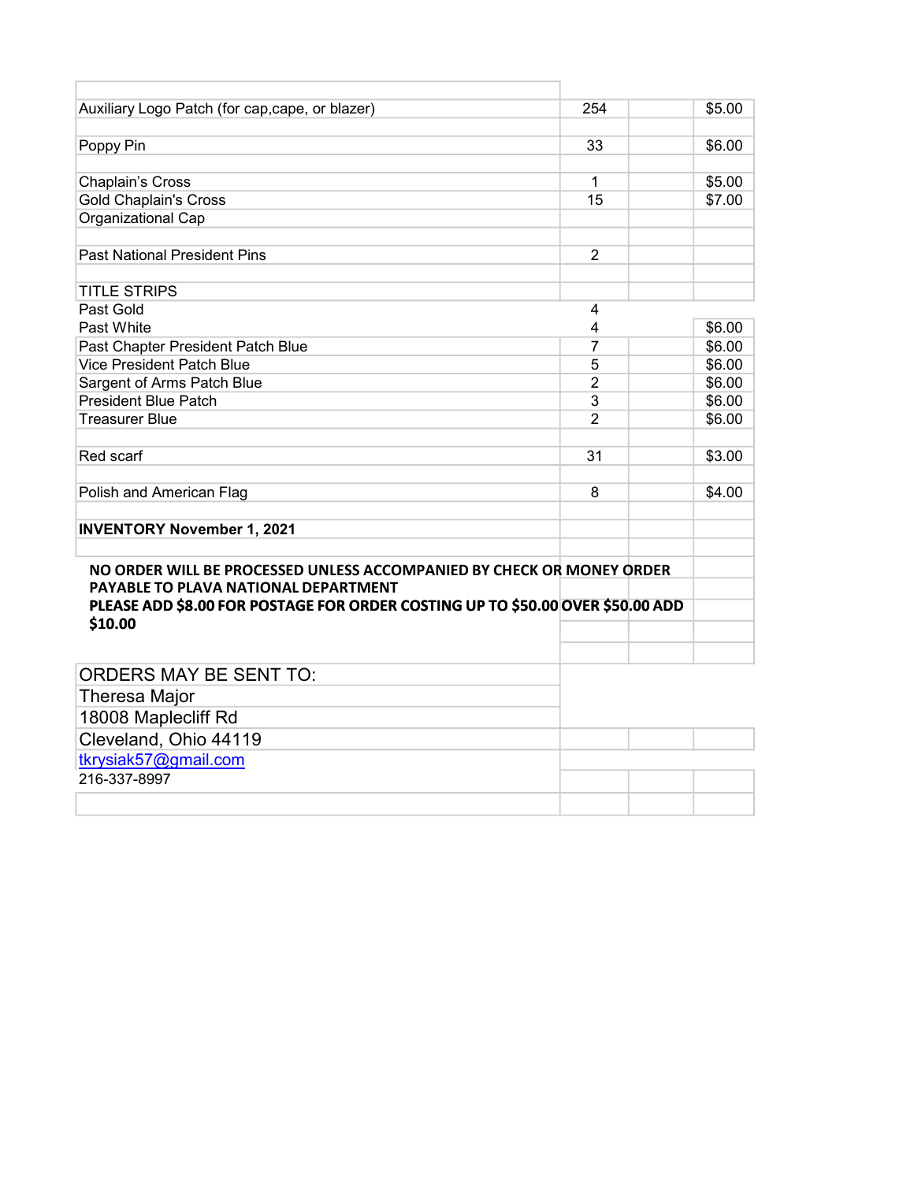| | | | |
|---|---|---|---|
| Auxiliary Logo Patch (for cap,cape, or blazer) | 254 | | $5.00 |
| Poppy Pin | 33 | | $6.00 |
| Chaplain's Cross | 1 | | $5.00 |
| Gold Chaplain's Cross | 15 | | $7.00 |
| Organizational Cap | | | |
| Past National President Pins | 2 | | |
| TITLE STRIPS | | | |
| Past Gold | 4 | | |
| Past White | 4 | | $6.00 |
| Past Chapter President Patch Blue | 7 | | $6.00 |
| Vice President Patch Blue | 5 | | $6.00 |
| Sargent of Arms Patch Blue | 2 | | $6.00 |
| President Blue Patch | 3 | | $6.00 |
| Treasurer Blue | 2 | | $6.00 |
| Red scarf | 31 | | $3.00 |
| Polish and American Flag | 8 | | $4.00 |

**INVENTORY November 1, 2021**

**NO ORDER WILL BE PROCESSED UNLESS ACCOMPANIED BY CHECK OR MONEY ORDER PAYABLE TO PLAVA NATIONAL DEPARTMENT**

**PLEASE ADD $8.00 FOR POSTAGE FOR ORDER COSTING UP TO $50.00 OVER $50.00 ADD $10.00**

ORDERS MAY BE SENT TO:
Theresa Major
18008 Maplecliff Rd
Cleveland, Ohio 44119
tkrysiak57@gmail.com
216-337-8997